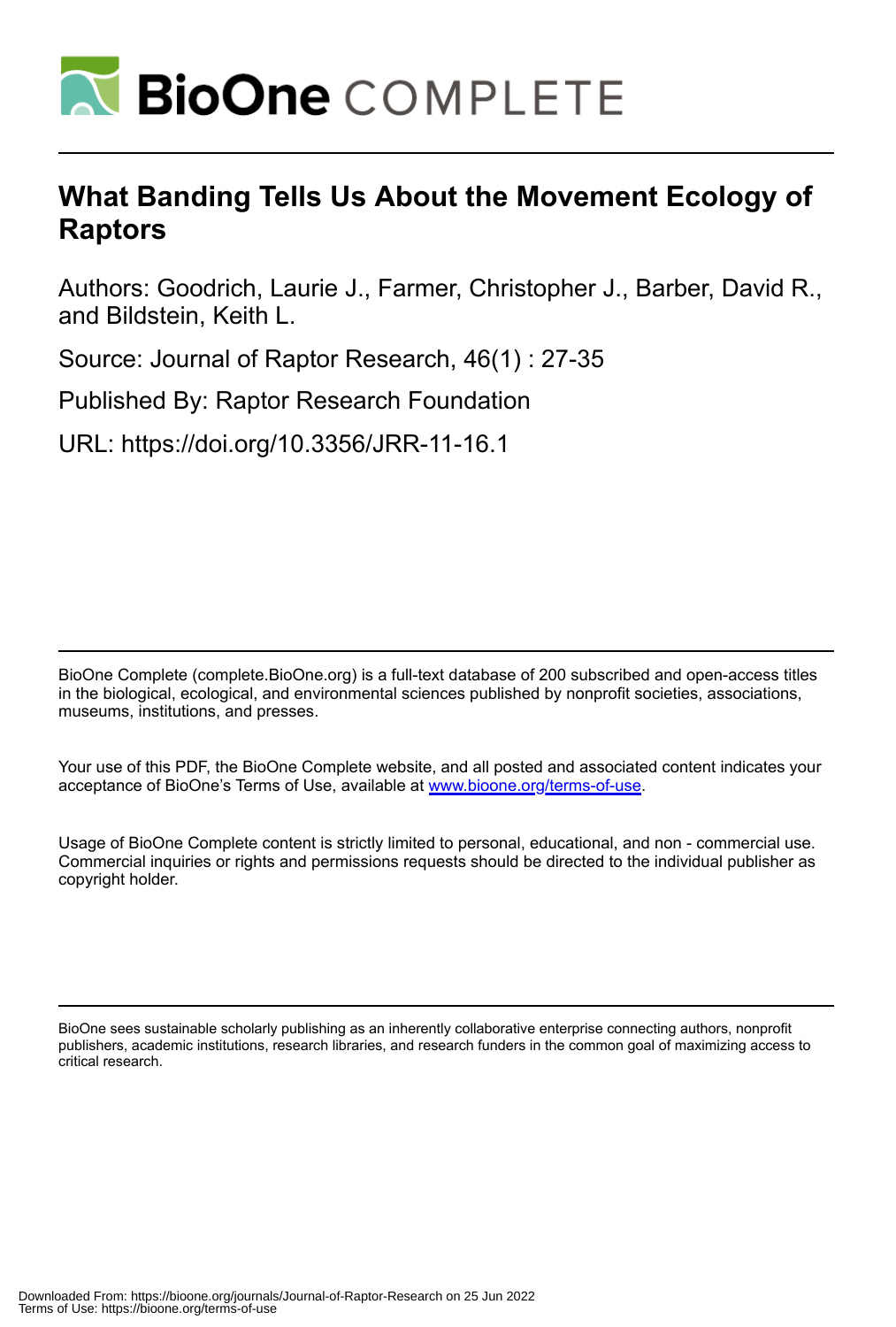# What Banding Tells Us About the Movement Ecology of Raptors

Authors: Goodrich, Laurie J., Farmer, Christopher J., Barber, David R., and Bildstein, Keith L.

Source: Journal of Raptor Research, 46(1) : 27-35

Published By: Raptor Research Foundation

URL: https://doi.org/10.3356/JRR-11-16.1

BioOne Complete (complete.BioOne.org) is a full-text database of 200 subscribed and open-access titles in the biological, ecological, and environmental sciences published by nonprofit societies, associations, museums, institutions, and presses.

Your use of this PDF, the BioOne Complete website, and all posted and associated content indicates your acceptance of BioOne's Terms of Use, available at www.bioone.org/terms-of-use.

Usage of BioOne Complete content is strictly limited to personal, educational, and non - commercial use. Commercial inquiries or rights and permissions requests should be directed to the individual publisher as copyright holder.

BioOne sees sustainable scholarly publishing as an inherently collaborative enterprise connecting authors, nonprofit publishers, academic institutions, research libraries, and research funders in the common goal of maximizing access to critical research.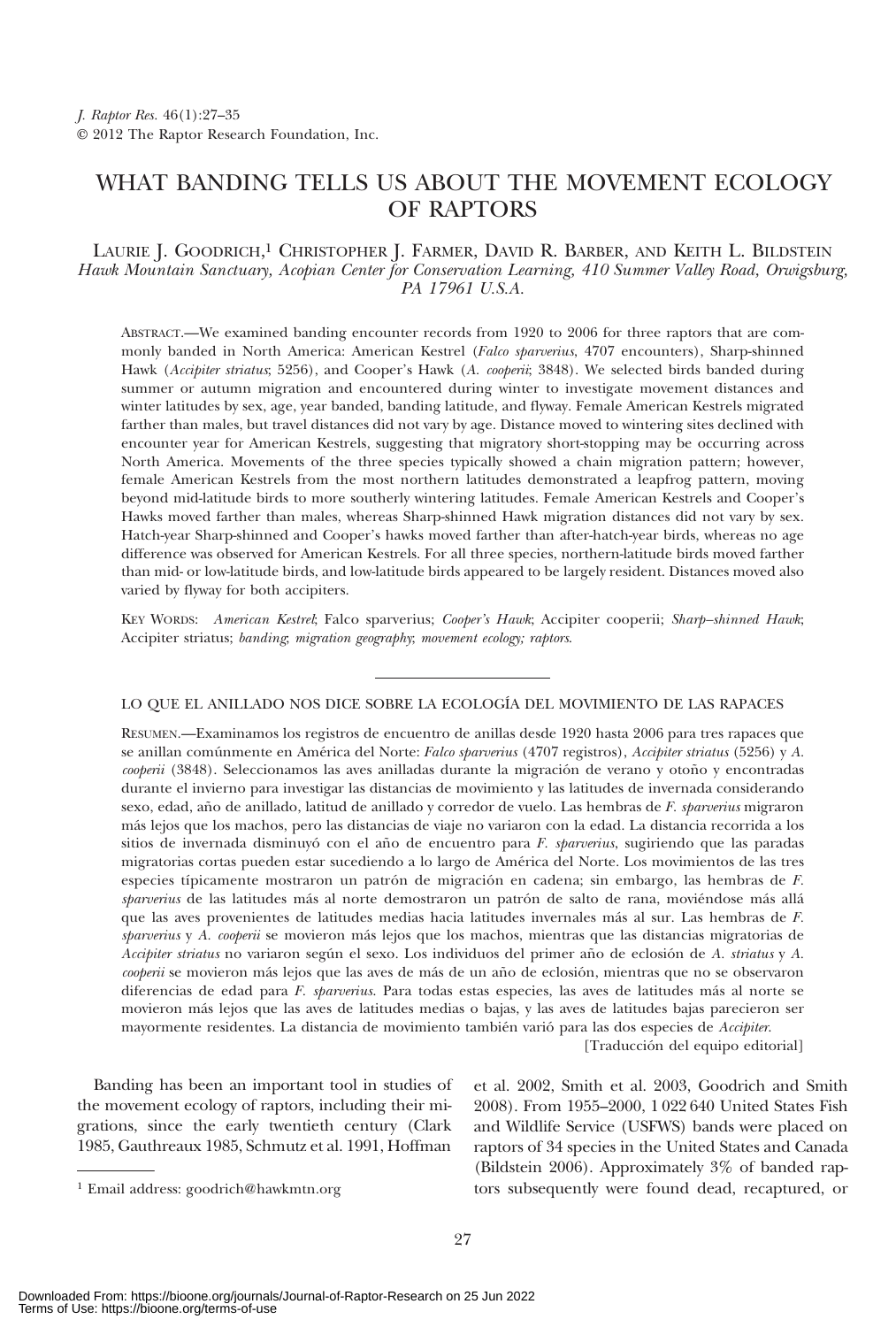# WHAT BANDING TELLS US ABOUT THE MOVEMENT ECOLOGY OF RAPTORS

Laurie J. Goodrich,[1] Christopher J. Farmer, David R. Barber, and Keith L. Bildstein

*Hawk Mountain Sanctuary, Acopian Center for Conservation Learning, 410 Summer Valley Road, Orwigsburg, PA 17961 U.S.A.*

Abstract.—We examined banding encounter records from 1920 to 2006 for three raptors that are commonly banded in North America: American Kestrel (*Falco sparverius*, 4707 encounters), Sharp-shinned Hawk (*Accipiter striatus*; 5256), and Cooper's Hawk (*A. cooperii*; 3848). We selected birds banded during summer or autumn migration and encountered during winter to investigate movement distances and winter latitudes by sex, age, year banded, banding latitude, and flyway. Female American Kestrels migrated farther than males, but travel distances did not vary by age. Distance moved to wintering sites declined with encounter year for American Kestrels, suggesting that migratory short-stopping may be occurring across North America. Movements of the three species typically showed a chain migration pattern; however, female American Kestrels from the most northern latitudes demonstrated a leapfrog pattern, moving beyond mid-latitude birds to more southerly wintering latitudes. Female American Kestrels and Cooper's Hawks moved farther than males, whereas Sharp-shinned Hawk migration distances did not vary by sex. Hatch-year Sharp-shinned and Cooper's hawks moved farther than after-hatch-year birds, whereas no age difference was observed for American Kestrels. For all three species, northern-latitude birds moved farther than mid- or low-latitude birds, and low-latitude birds appeared to be largely resident. Distances moved also varied by flyway for both accipiters.

Key Words: *American Kestrel*; Falco sparverius; *Cooper's Hawk*; Accipiter cooperii; *Sharp–shinned Hawk*; Accipiter striatus; *banding*; *migration geography*; *movement ecology; raptors*.

---

LO QUE EL ANILLADO NOS DICE SOBRE LA ECOLOGÍA DEL MOVIMIENTO DE LAS RAPACES

Resumen.—Examinamos los registros de encuentro de anillas desde 1920 hasta 2006 para tres rapaces que se anillan comúnmente en América del Norte: *Falco sparverius* (4707 registros), *Accipiter striatus* (5256) y *A. cooperii* (3848). Seleccionamos las aves anilladas durante la migración de verano y otoño y encontradas durante el invierno para investigar las distancias de movimiento y las latitudes de invernada considerando sexo, edad, año de anillado, latitud de anillado y corredor de vuelo. Las hembras de *F. sparverius* migraron más lejos que los machos, pero las distancias de viaje no variaron con la edad. La distancia recorrida a los sitios de invernada disminuyó con el año de encuentro para *F. sparverius*, sugiriendo que las paradas migratorias cortas pueden estar sucediendo a lo largo de América del Norte. Los movimientos de las tres especies típicamente mostraron un patrón de migración en cadena; sin embargo, las hembras de *F. sparverius* de las latitudes más al norte demostraron un patrón de salto de rana, moviéndose más allá que las aves provenientes de latitudes medias hacia latitudes invernales más al sur. Las hembras de *F. sparverius* y *A. cooperii* se movieron más lejos que los machos, mientras que las distancias migratorias de *Accipiter striatus* no variaron según el sexo. Los individuos del primer año de eclosión de *A. striatus* y *A. cooperii* se movieron más lejos que las aves de más de un año de eclosión, mientras que no se observaron diferencias de edad para *F. sparverius*. Para todas estas especies, las aves de latitudes más al norte se movieron más lejos que las aves de latitudes medias o bajas, y las aves de latitudes bajas parecieron ser mayormente residentes. La distancia de movimiento también varió para las dos especies de *Accipiter*.

[Traducción del equipo editorial]

Banding has been an important tool in studies of the movement ecology of raptors, including their migrations, since the early twentieth century (Clark 1985, Gauthreaux 1985, Schmutz et al. 1991, Hoffman et al. 2002, Smith et al. 2003, Goodrich and Smith 2008). From 1955–2000, 1 022 640 United States Fish and Wildlife Service (USFWS) bands were placed on raptors of 34 species in the United States and Canada (Bildstein 2006). Approximately 3% of banded raptors subsequently were found dead, recaptured, or

[1] Email address: goodrich@hawkmtn.org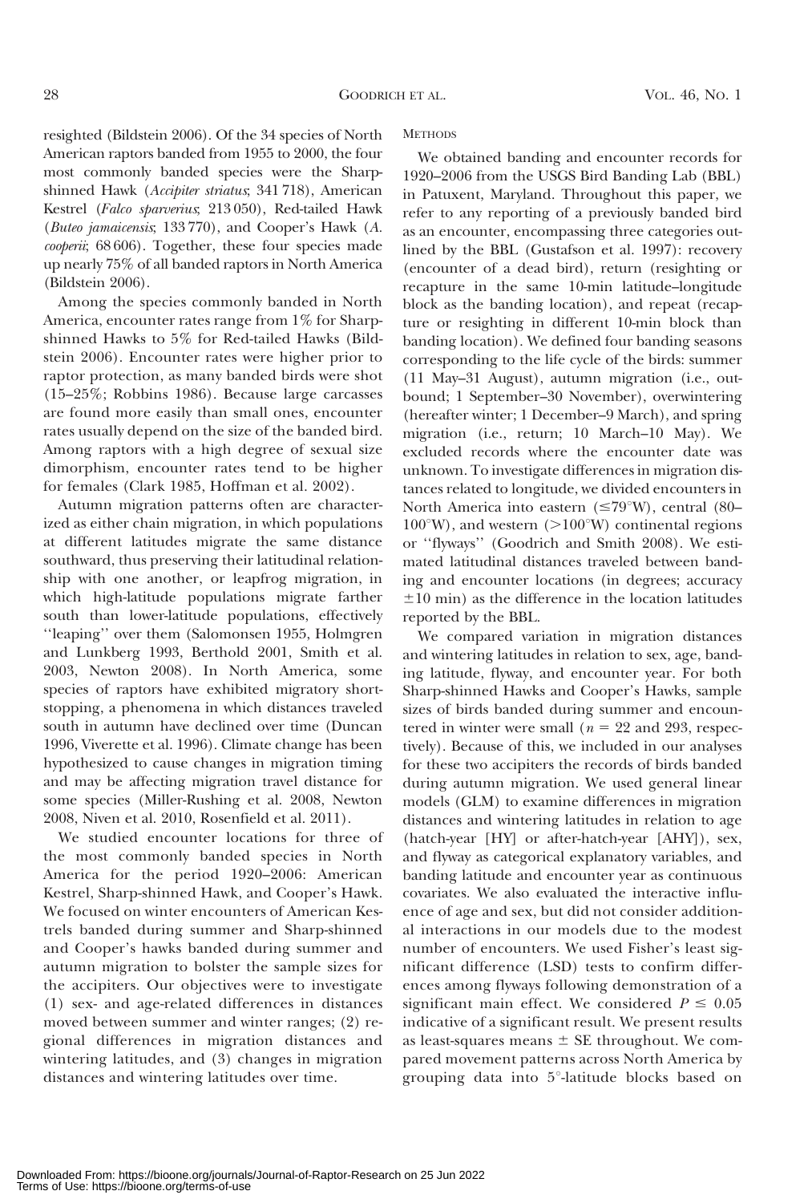resighted (Bildstein 2006). Of the 34 species of North American raptors banded from 1955 to 2000, the four most commonly banded species were the Sharp-shinned Hawk (*Accipiter striatus*; 341 718), American Kestrel (*Falco sparverius*; 213 050), Red-tailed Hawk (*Buteo jamaicensis*; 133 770), and Cooper's Hawk (*A. cooperii*; 68 606). Together, these four species made up nearly 75% of all banded raptors in North America (Bildstein 2006).

Among the species commonly banded in North America, encounter rates range from 1% for Sharp-shinned Hawks to 5% for Red-tailed Hawks (Bildstein 2006). Encounter rates were higher prior to raptor protection, as many banded birds were shot (15–25%; Robbins 1986). Because large carcasses are found more easily than small ones, encounter rates usually depend on the size of the banded bird. Among raptors with a high degree of sexual size dimorphism, encounter rates tend to be higher for females (Clark 1985, Hoffman et al. 2002).

Autumn migration patterns often are characterized as either chain migration, in which populations at different latitudes migrate the same distance southward, thus preserving their latitudinal relationship with one another, or leapfrog migration, in which high-latitude populations migrate farther south than lower-latitude populations, effectively ''leaping'' over them (Salomonsen 1955, Holmgren and Lunkberg 1993, Berthold 2001, Smith et al. 2003, Newton 2008). In North America, some species of raptors have exhibited migratory short-stopping, a phenomena in which distances traveled south in autumn have declined over time (Duncan 1996, Viverette et al. 1996). Climate change has been hypothesized to cause changes in migration timing and may be affecting migration travel distance for some species (Miller-Rushing et al. 2008, Newton 2008, Niven et al. 2010, Rosenfield et al. 2011).

We studied encounter locations for three of the most commonly banded species in North America for the period 1920–2006: American Kestrel, Sharp-shinned Hawk, and Cooper's Hawk. We focused on winter encounters of American Kestrels banded during summer and Sharp-shinned and Cooper's hawks banded during summer and autumn migration to bolster the sample sizes for the accipiters. Our objectives were to investigate (1) sex- and age-related differences in distances moved between summer and winter ranges; (2) regional differences in migration distances and wintering latitudes, and (3) changes in migration distances and wintering latitudes over time.

## METHODS

We obtained banding and encounter records for 1920–2006 from the USGS Bird Banding Lab (BBL) in Patuxent, Maryland. Throughout this paper, we refer to any reporting of a previously banded bird as an encounter, encompassing three categories outlined by the BBL (Gustafson et al. 1997): recovery (encounter of a dead bird), return (resighting or recapture in the same 10-min latitude–longitude block as the banding location), and repeat (recapture or resighting in different 10-min block than banding location). We defined four banding seasons corresponding to the life cycle of the birds: summer (11 May–31 August), autumn migration (i.e., outbound; 1 September–30 November), overwintering (hereafter winter; 1 December–9 March), and spring migration (i.e., return; 10 March–10 May). We excluded records where the encounter date was unknown. To investigate differences in migration distances related to longitude, we divided encounters in North America into eastern (≤79°W), central (80–100°W), and western (>100°W) continental regions or ''flyways'' (Goodrich and Smith 2008). We estimated latitudinal distances traveled between banding and encounter locations (in degrees; accuracy ±10 min) as the difference in the location latitudes reported by the BBL.

We compared variation in migration distances and wintering latitudes in relation to sex, age, banding latitude, flyway, and encounter year. For both Sharp-shinned Hawks and Cooper's Hawks, sample sizes of birds banded during summer and encountered in winter were small ($n = 22$ and 293, respectively). Because of this, we included in our analyses for these two accipiters the records of birds banded during autumn migration. We used general linear models (GLM) to examine differences in migration distances and wintering latitudes in relation to age (hatch-year [HY] or after-hatch-year [AHY]), sex, and flyway as categorical explanatory variables, and banding latitude and encounter year as continuous covariates. We also evaluated the interactive influence of age and sex, but did not consider additional interactions in our models due to the modest number of encounters. We used Fisher's least significant difference (LSD) tests to confirm differences among flyways following demonstration of a significant main effect. We considered $P \leq 0.05$ indicative of a significant result. We present results as least-squares means ± SE throughout. We compared movement patterns across North America by grouping data into 5°-latitude blocks based on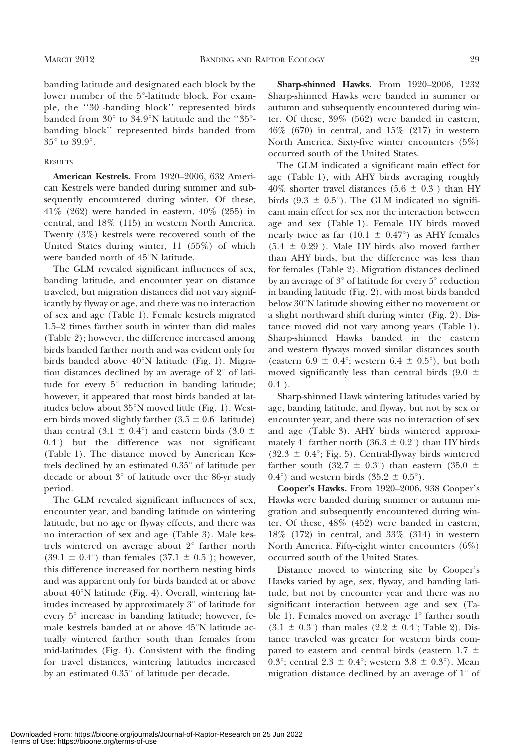banding latitude and designated each block by the lower number of the 5°-latitude block. For example, the ''30°-banding block'' represented birds banded from 30° to 34.9°N latitude and the ''35°-banding block'' represented birds banded from 35° to 39.9°.

### RESULTS

**American Kestrels.** From 1920–2006, 632 American Kestrels were banded during summer and subsequently encountered during winter. Of these, 41% (262) were banded in eastern, 40% (255) in central, and 18% (115) in western North America. Twenty (3%) kestrels were recovered south of the United States during winter, 11 (55%) of which were banded north of 45°N latitude.

The GLM revealed significant influences of sex, banding latitude, and encounter year on distance traveled, but migration distances did not vary significantly by flyway or age, and there was no interaction of sex and age (Table 1). Female kestrels migrated 1.5–2 times farther south in winter than did males (Table 2); however, the difference increased among birds banded farther north and was evident only for birds banded above 40°N latitude (Fig. 1). Migration distances declined by an average of 2° of latitude for every 5° reduction in banding latitude; however, it appeared that most birds banded at latitudes below about 35°N moved little (Fig. 1). Western birds moved slightly farther (3.5 ± 0.6° latitude) than central (3.1 ± 0.4°) and eastern birds (3.0 ± 0.4°) but the difference was not significant (Table 1). The distance moved by American Kestrels declined by an estimated 0.35° of latitude per decade or about 3° of latitude over the 86-yr study period.

The GLM revealed significant influences of sex, encounter year, and banding latitude on wintering latitude, but no age or flyway effects, and there was no interaction of sex and age (Table 3). Male kestrels wintered on average about 2° farther north (39.1 ± 0.4°) than females (37.1 ± 0.5°); however, this difference increased for northern nesting birds and was apparent only for birds banded at or above about 40°N latitude (Fig. 4). Overall, wintering latitudes increased by approximately 3° of latitude for every 5° increase in banding latitude; however, female kestrels banded at or above 45°N latitude actually wintered farther south than females from mid-latitudes (Fig. 4). Consistent with the finding for travel distances, wintering latitudes increased by an estimated 0.35° of latitude per decade.

**Sharp-shinned Hawks.** From 1920–2006, 1232 Sharp-shinned Hawks were banded in summer or autumn and subsequently encountered during winter. Of these, 39% (562) were banded in eastern, 46% (670) in central, and 15% (217) in western North America. Sixty-five winter encounters (5%) occurred south of the United States.

The GLM indicated a significant main effect for age (Table 1), with AHY birds averaging roughly 40% shorter travel distances (5.6 ± 0.3°) than HY birds (9.3 ± 0.5°). The GLM indicated no significant main effect for sex nor the interaction between age and sex (Table 1). Female HY birds moved nearly twice as far (10.1 ± 0.47°) as AHY females (5.4 ± 0.29°). Male HY birds also moved farther than AHY birds, but the difference was less than for females (Table 2). Migration distances declined by an average of 3° of latitude for every 5° reduction in banding latitude (Fig. 2), with most birds banded below 30°N latitude showing either no movement or a slight northward shift during winter (Fig. 2). Distance moved did not vary among years (Table 1). Sharp-shinned Hawks banded in the eastern and western flyways moved similar distances south (eastern 6.9 ± 0.4°; western 6.4 ± 0.5°), but both moved significantly less than central birds (9.0 ± 0.4°).

Sharp-shinned Hawk wintering latitudes varied by age, banding latitude, and flyway, but not by sex or encounter year, and there was no interaction of sex and age (Table 3). AHY birds wintered approximately 4° farther north (36.3 ± 0.2°) than HY birds (32.3 ± 0.4°; Fig. 5). Central-flyway birds wintered farther south (32.7 ± 0.3°) than eastern (35.0 ± 0.4°) and western birds (35.2 ± 0.5°).

**Cooper's Hawks.** From 1920–2006, 938 Cooper's Hawks were banded during summer or autumn migration and subsequently encountered during winter. Of these, 48% (452) were banded in eastern, 18% (172) in central, and 33% (314) in western North America. Fifty-eight winter encounters (6%) occurred south of the United States.

Distance moved to wintering site by Cooper's Hawks varied by age, sex, flyway, and banding latitude, but not by encounter year and there was no significant interaction between age and sex (Table 1). Females moved on average 1° farther south (3.1 ± 0.3°) than males (2.2 ± 0.4°; Table 2). Distance traveled was greater for western birds compared to eastern and central birds (eastern 1.7 ± 0.3°; central 2.3 ± 0.4°; western 3.8 ± 0.3°). Mean migration distance declined by an average of 1° of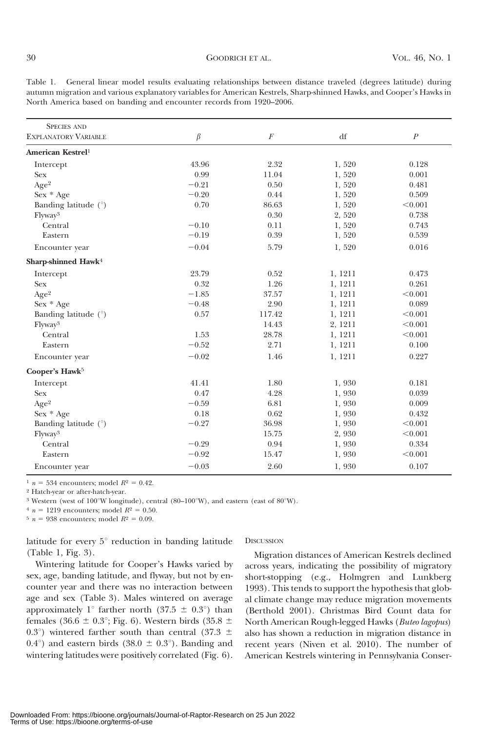Table 1. General linear model results evaluating relationships between distance traveled (degrees latitude) during autumn migration and various explanatory variables for American Kestrels, Sharp-shinned Hawks, and Cooper's Hawks in North America based on banding and encounter records from 1920–2006.

| Species and Explanatory Variable | $\beta$ | $F$ | df | $P$ |
|---|---|---|---|---|
| **American Kestrel**[1] | | | | |
| Intercept | 43.96 | 2.32 | 1, 520 | 0.128 |
| Sex | 0.99 | 11.04 | 1, 520 | 0.001 |
| Age[2] | −0.21 | 0.50 | 1, 520 | 0.481 |
| Sex * Age | −0.20 | 0.44 | 1, 520 | 0.509 |
| Banding latitude (°) | 0.70 | 86.63 | 1, 520 | <0.001 |
| Flyway[3] | | 0.30 | 2, 520 | 0.738 |
| Central | −0.10 | 0.11 | 1, 520 | 0.743 |
| Eastern | −0.19 | 0.39 | 1, 520 | 0.539 |
| Encounter year | −0.04 | 5.79 | 1, 520 | 0.016 |
| **Sharp-shinned Hawk**[4] | | | | |
| Intercept | 23.79 | 0.52 | 1, 1211 | 0.473 |
| Sex | 0.32 | 1.26 | 1, 1211 | 0.261 |
| Age[2] | −1.85 | 37.57 | 1, 1211 | <0.001 |
| Sex * Age | −0.48 | 2.90 | 1, 1211 | 0.089 |
| Banding latitude (°) | 0.57 | 117.42 | 1, 1211 | <0.001 |
| Flyway[3] | | 14.43 | 2, 1211 | <0.001 |
| Central | 1.53 | 28.78 | 1, 1211 | <0.001 |
| Eastern | −0.52 | 2.71 | 1, 1211 | 0.100 |
| Encounter year | −0.02 | 1.46 | 1, 1211 | 0.227 |
| **Cooper's Hawk**[5] | | | | |
| Intercept | 41.41 | 1.80 | 1, 930 | 0.181 |
| Sex | 0.47 | 4.28 | 1, 930 | 0.039 |
| Age[2] | −0.59 | 6.81 | 1, 930 | 0.009 |
| Sex * Age | 0.18 | 0.62 | 1, 930 | 0.432 |
| Banding latitude (°) | −0.27 | 36.98 | 1, 930 | <0.001 |
| Flyway[3] | | 15.75 | 2, 930 | <0.001 |
| Central | −0.29 | 0.94 | 1, 930 | 0.334 |
| Eastern | −0.92 | 15.47 | 1, 930 | <0.001 |
| Encounter year | −0.03 | 2.60 | 1, 930 | 0.107 |

[1] $n = 534$ encounters; model $R^2 = 0.42$.

[2] Hatch-year or after-hatch-year.

[3] Western (west of 100°W longitude), central (80–100°W), and eastern (east of 80°W).

[4] $n = 1219$ encounters; model $R^2 = 0.50$.

[5] $n = 938$ encounters; model $R^2 = 0.09$.

latitude for every 5° reduction in banding latitude (Table 1, Fig. 3).

Wintering latitude for Cooper's Hawks varied by sex, age, banding latitude, and flyway, but not by encounter year and there was no interaction between age and sex (Table 3). Males wintered on average approximately 1° farther north (37.5 ± 0.3°) than females (36.6 ± 0.3°; Fig. 6). Western birds (35.8 ± 0.3°) wintered farther south than central (37.3 ± 0.4°) and eastern birds (38.0 ± 0.3°). Banding and wintering latitudes were positively correlated (Fig. 6).

## Discussion

Migration distances of American Kestrels declined across years, indicating the possibility of migratory short-stopping (e.g., Holmgren and Lunkberg 1993). This tends to support the hypothesis that global climate change may reduce migration movements (Berthold 2001). Christmas Bird Count data for North American Rough-legged Hawks (*Buteo lagopus*) also has shown a reduction in migration distance in recent years (Niven et al. 2010). The number of American Kestrels wintering in Pennsylvania Conser-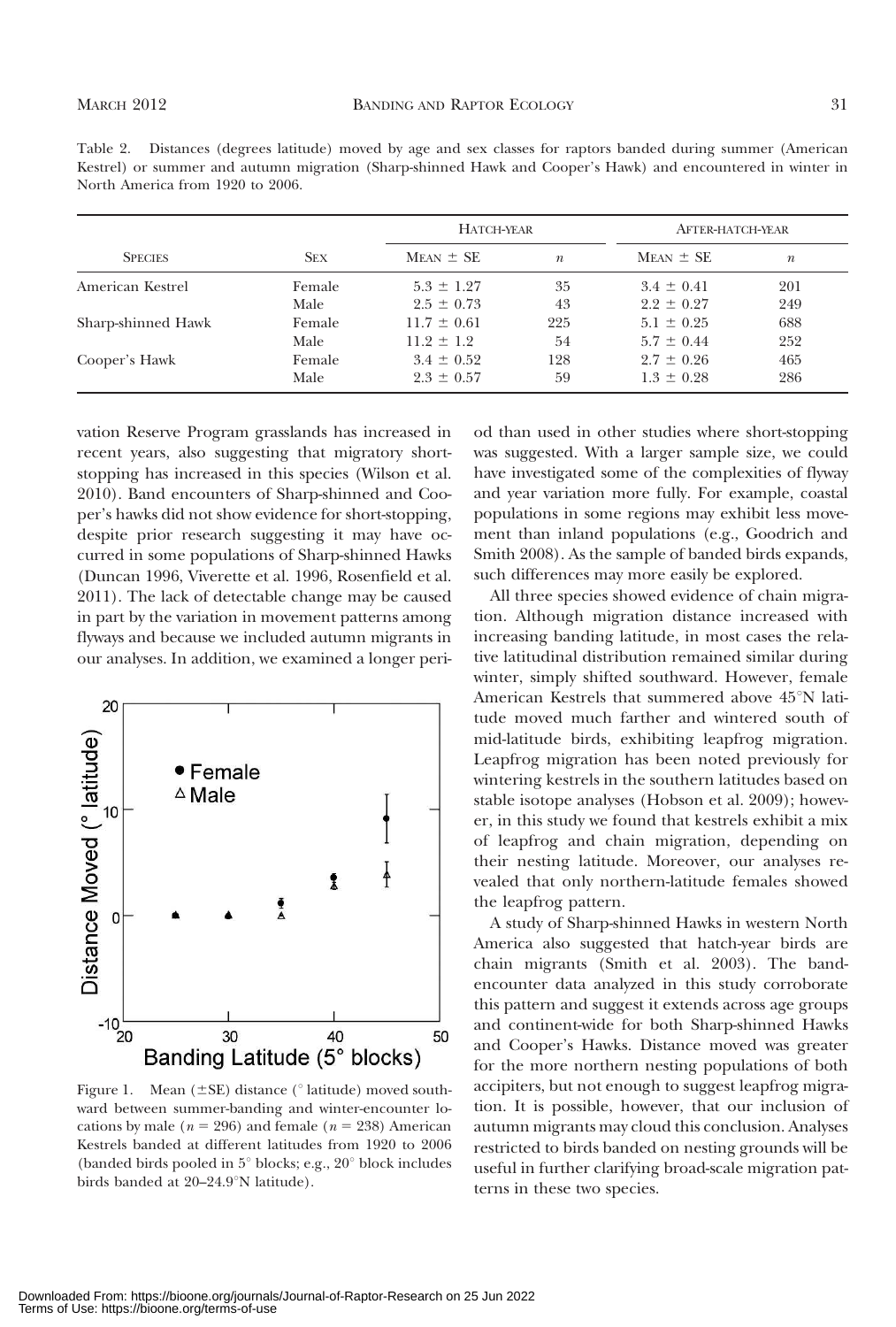Table 2. Distances (degrees latitude) moved by age and sex classes for raptors banded during summer (American Kestrel) or summer and autumn migration (Sharp-shinned Hawk and Cooper's Hawk) and encountered in winter in North America from 1920 to 2006.

| Species | Sex | Hatch-year | | After-hatch-year | |
|---|---|---|---|---|---|
| | | Mean ± SE | $n$ | Mean ± SE | $n$ |
| American Kestrel | Female | 5.3 ± 1.27 | 35 | 3.4 ± 0.41 | 201 |
| | Male | 2.5 ± 0.73 | 43 | 2.2 ± 0.27 | 249 |
| Sharp-shinned Hawk | Female | 11.7 ± 0.61 | 225 | 5.1 ± 0.25 | 688 |
| | Male | 11.2 ± 1.2 | 54 | 5.7 ± 0.44 | 252 |
| Cooper's Hawk | Female | 3.4 ± 0.52 | 128 | 2.7 ± 0.26 | 465 |
| | Male | 2.3 ± 0.57 | 59 | 1.3 ± 0.28 | 286 |

vation Reserve Program grasslands has increased in recent years, also suggesting that migratory short-stopping has increased in this species (Wilson et al. 2010). Band encounters of Sharp-shinned and Cooper's hawks did not show evidence for short-stopping, despite prior research suggesting it may have occurred in some populations of Sharp-shinned Hawks (Duncan 1996, Viverette et al. 1996, Rosenfield et al. 2011). The lack of detectable change may be caused in part by the variation in movement patterns among flyways and because we included autumn migrants in our analyses. In addition, we examined a longer period than used in other studies where short-stopping was suggested. With a larger sample size, we could have investigated some of the complexities of flyway and year variation more fully. For example, coastal populations in some regions may exhibit less movement than inland populations (e.g., Goodrich and Smith 2008). As the sample of banded birds expands, such differences may more easily be explored.

Figure 1. Mean (±SE) distance (° latitude) moved southward between summer-banding and winter-encounter locations by male ($n$ = 296) and female ($n$ = 238) American Kestrels banded at different latitudes from 1920 to 2006 (banded birds pooled in 5° blocks; e.g., 20° block includes birds banded at 20–24.9°N latitude).

All three species showed evidence of chain migration. Although migration distance increased with increasing banding latitude, in most cases the relative latitudinal distribution remained similar during winter, simply shifted southward. However, female American Kestrels that summered above 45°N latitude moved much farther and wintered south of mid-latitude birds, exhibiting leapfrog migration. Leapfrog migration has been noted previously for wintering kestrels in the southern latitudes based on stable isotope analyses (Hobson et al. 2009); however, in this study we found that kestrels exhibit a mix of leapfrog and chain migration, depending on their nesting latitude. Moreover, our analyses revealed that only northern-latitude females showed the leapfrog pattern.

A study of Sharp-shinned Hawks in western North America also suggested that hatch-year birds are chain migrants (Smith et al. 2003). The band-encounter data analyzed in this study corroborate this pattern and suggest it extends across age groups and continent-wide for both Sharp-shinned Hawks and Cooper's Hawks. Distance moved was greater for the more northern nesting populations of both accipiters, but not enough to suggest leapfrog migration. It is possible, however, that our inclusion of autumn migrants may cloud this conclusion. Analyses restricted to birds banded on nesting grounds will be useful in further clarifying broad-scale migration patterns in these two species.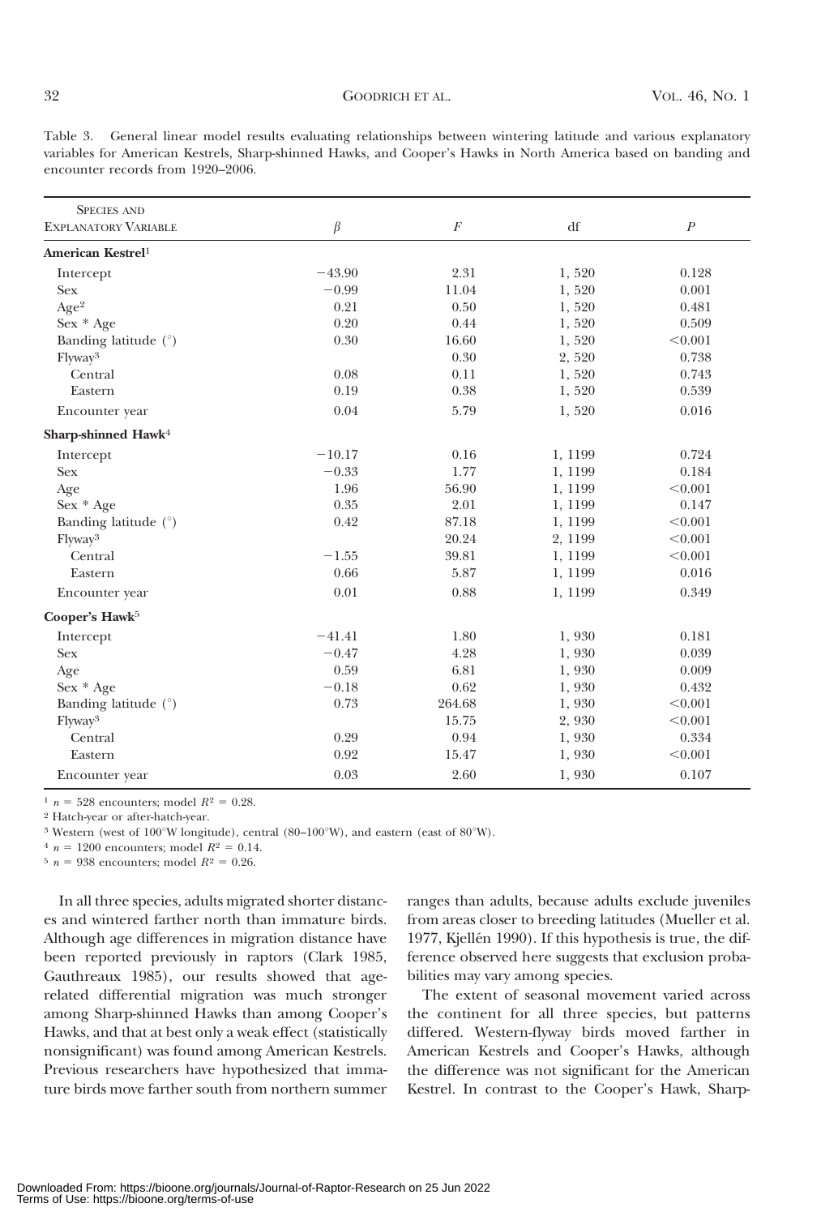Table 3. General linear model results evaluating relationships between wintering latitude and various explanatory variables for American Kestrels, Sharp-shinned Hawks, and Cooper's Hawks in North America based on banding and encounter records from 1920–2006.

| Species and Explanatory Variable | $\beta$ | $F$ | df | $P$ |
|---|---|---|---|---|
| **American Kestrel**[1] | | | | |
| Intercept | −43.90 | 2.31 | 1, 520 | 0.128 |
| Sex | −0.99 | 11.04 | 1, 520 | 0.001 |
| Age[2] | 0.21 | 0.50 | 1, 520 | 0.481 |
| Sex * Age | 0.20 | 0.44 | 1, 520 | 0.509 |
| Banding latitude (°) | 0.30 | 16.60 | 1, 520 | <0.001 |
| Flyway[3] | | 0.30 | 2, 520 | 0.738 |
| Central | 0.08 | 0.11 | 1, 520 | 0.743 |
| Eastern | 0.19 | 0.38 | 1, 520 | 0.539 |
| Encounter year | 0.04 | 5.79 | 1, 520 | 0.016 |
| **Sharp-shinned Hawk**[4] | | | | |
| Intercept | −10.17 | 0.16 | 1, 1199 | 0.724 |
| Sex | −0.33 | 1.77 | 1, 1199 | 0.184 |
| Age | 1.96 | 56.90 | 1, 1199 | <0.001 |
| Sex * Age | 0.35 | 2.01 | 1, 1199 | 0.147 |
| Banding latitude (°) | 0.42 | 87.18 | 1, 1199 | <0.001 |
| Flyway[3] | | 20.24 | 2, 1199 | <0.001 |
| Central | −1.55 | 39.81 | 1, 1199 | <0.001 |
| Eastern | 0.66 | 5.87 | 1, 1199 | 0.016 |
| Encounter year | 0.01 | 0.88 | 1, 1199 | 0.349 |
| **Cooper's Hawk**[5] | | | | |
| Intercept | −41.41 | 1.80 | 1, 930 | 0.181 |
| Sex | −0.47 | 4.28 | 1, 930 | 0.039 |
| Age | 0.59 | 6.81 | 1, 930 | 0.009 |
| Sex * Age | −0.18 | 0.62 | 1, 930 | 0.432 |
| Banding latitude (°) | 0.73 | 264.68 | 1, 930 | <0.001 |
| Flyway[3] | | 15.75 | 2, 930 | <0.001 |
| Central | 0.29 | 0.94 | 1, 930 | 0.334 |
| Eastern | 0.92 | 15.47 | 1, 930 | <0.001 |
| Encounter year | 0.03 | 2.60 | 1, 930 | 0.107 |

[1] $n = 528$ encounters; model $R^2 = 0.28$.

[2] Hatch-year or after-hatch-year.

[3] Western (west of 100°W longitude), central (80–100°W), and eastern (east of 80°W).

[4] $n = 1200$ encounters; model $R^2 = 0.14$.

[5] $n = 938$ encounters; model $R^2 = 0.26$.

In all three species, adults migrated shorter distances and wintered farther north than immature birds. Although age differences in migration distance have been reported previously in raptors (Clark 1985, Gauthreaux 1985), our results showed that age-related differential migration was much stronger among Sharp-shinned Hawks than among Cooper's Hawks, and that at best only a weak effect (statistically nonsignificant) was found among American Kestrels. Previous researchers have hypothesized that immature birds move farther south from northern summer ranges than adults, because adults exclude juveniles from areas closer to breeding latitudes (Mueller et al. 1977, Kjellén 1990). If this hypothesis is true, the difference observed here suggests that exclusion probabilities may vary among species.

The extent of seasonal movement varied across the continent for all three species, but patterns differed. Western-flyway birds moved farther in American Kestrels and Cooper's Hawks, although the difference was not significant for the American Kestrel. In contrast to the Cooper's Hawk, Sharp-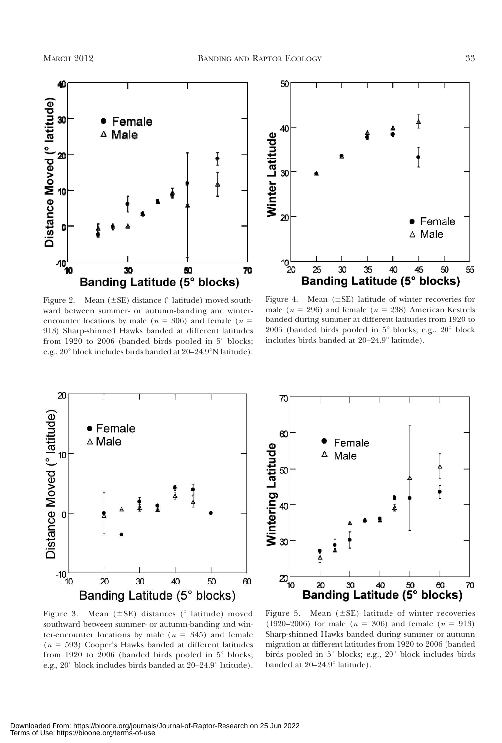Figure 2. Mean (±SE) distance (° latitude) moved southward between summer- or autumn-banding and winter-encounter locations by male ($n$ = 306) and female ($n$ = 913) Sharp-shinned Hawks banded at different latitudes from 1920 to 2006 (banded birds pooled in 5° blocks; e.g., 20° block includes birds banded at 20–24.9°N latitude).

Figure 4. Mean (±SE) latitude of winter recoveries for male ($n$ = 296) and female ($n$ = 238) American Kestrels banded during summer at different latitudes from 1920 to 2006 (banded birds pooled in 5° blocks; e.g., 20° block includes birds banded at 20–24.9° latitude).

Figure 3. Mean (±SE) distances (° latitude) moved southward between summer- or autumn-banding and winter-encounter locations by male ($n$ = 345) and female ($n$ = 593) Cooper's Hawks banded at different latitudes from 1920 to 2006 (banded birds pooled in 5° blocks; e.g., 20° block includes birds banded at 20–24.9° latitude).

Figure 5. Mean (±SE) latitude of winter recoveries (1920–2006) for male ($n$ = 306) and female ($n$ = 913) Sharp-shinned Hawks banded during summer or autumn migration at different latitudes from 1920 to 2006 (banded birds pooled in 5° blocks; e.g., 20° block includes birds banded at 20–24.9° latitude).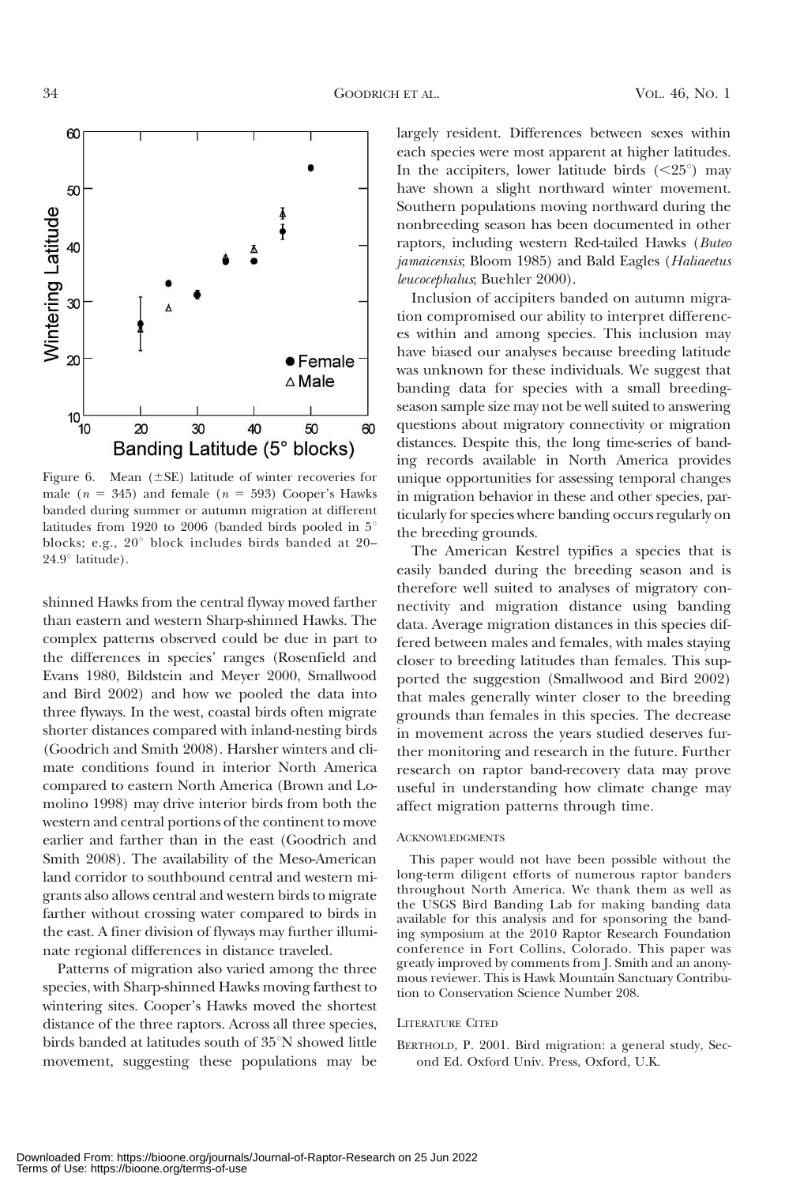Wintering Latitude

60
50
40
30
20
10

10 20 30 40 50 60

Banding Latitude (5° blocks)

● Female
△ Male

Figure 6. Mean (±SE) latitude of winter recoveries for male ($n$ = 345) and female ($n$ = 593) Cooper's Hawks banded during summer or autumn migration at different latitudes from 1920 to 2006 (banded birds pooled in 5° blocks; e.g., 20° block includes birds banded at 20–24.9° latitude).

shinned Hawks from the central flyway moved farther than eastern and western Sharp-shinned Hawks. The complex patterns observed could be due in part to the differences in species' ranges (Rosenfield and Evans 1980, Bildstein and Meyer 2000, Smallwood and Bird 2002) and how we pooled the data into three flyways. In the west, coastal birds often migrate shorter distances compared with inland-nesting birds (Goodrich and Smith 2008). Harsher winters and climate conditions found in interior North America compared to eastern North America (Brown and Lomolino 1998) may drive interior birds from both the western and central portions of the continent to move earlier and farther than in the east (Goodrich and Smith 2008). The availability of the Meso-American land corridor to southbound central and western migrants also allows central and western birds to migrate farther without crossing water compared to birds in the east. A finer division of flyways may further illuminate regional differences in distance traveled.

Patterns of migration also varied among the three species, with Sharp-shinned Hawks moving farthest to wintering sites. Cooper's Hawks moved the shortest distance of the three raptors. Across all three species, birds banded at latitudes south of 35°N showed little movement, suggesting these populations may be largely resident. Differences between sexes within each species were most apparent at higher latitudes. In the accipiters, lower latitude birds (<25°) may have shown a slight northward winter movement. Southern populations moving northward during the nonbreeding season has been documented in other raptors, including western Red-tailed Hawks (*Buteo jamaicensis*; Bloom 1985) and Bald Eagles (*Haliaeetus leucocephalus*; Buehler 2000).

Inclusion of accipiters banded on autumn migration compromised our ability to interpret differences within and among species. This inclusion may have biased our analyses because breeding latitude was unknown for these individuals. We suggest that banding data for species with a small breeding-season sample size may not be well suited to answering questions about migratory connectivity or migration distances. Despite this, the long time-series of banding records available in North America provides unique opportunities for assessing temporal changes in migration behavior in these and other species, particularly for species where banding occurs regularly on the breeding grounds.

The American Kestrel typifies a species that is easily banded during the breeding season and is therefore well suited to analyses of migratory connectivity and migration distance using banding data. Average migration distances in this species differed between males and females, with males staying closer to breeding latitudes than females. This supported the suggestion (Smallwood and Bird 2002) that males generally winter closer to the breeding grounds than females in this species. The decrease in movement across the years studied deserves further monitoring and research in the future. Further research on raptor band-recovery data may prove useful in understanding how climate change may affect migration patterns through time.

## Acknowledgments

This paper would not have been possible without the long-term diligent efforts of numerous raptor banders throughout North America. We thank them as well as the USGS Bird Banding Lab for making banding data available for this analysis and for sponsoring the banding symposium at the 2010 Raptor Research Foundation conference in Fort Collins, Colorado. This paper was greatly improved by comments from J. Smith and an anonymous reviewer. This is Hawk Mountain Sanctuary Contribution to Conservation Science Number 208.

## Literature Cited

Berthold, P. 2001. Bird migration: a general study, Second Ed. Oxford Univ. Press, Oxford, U.K.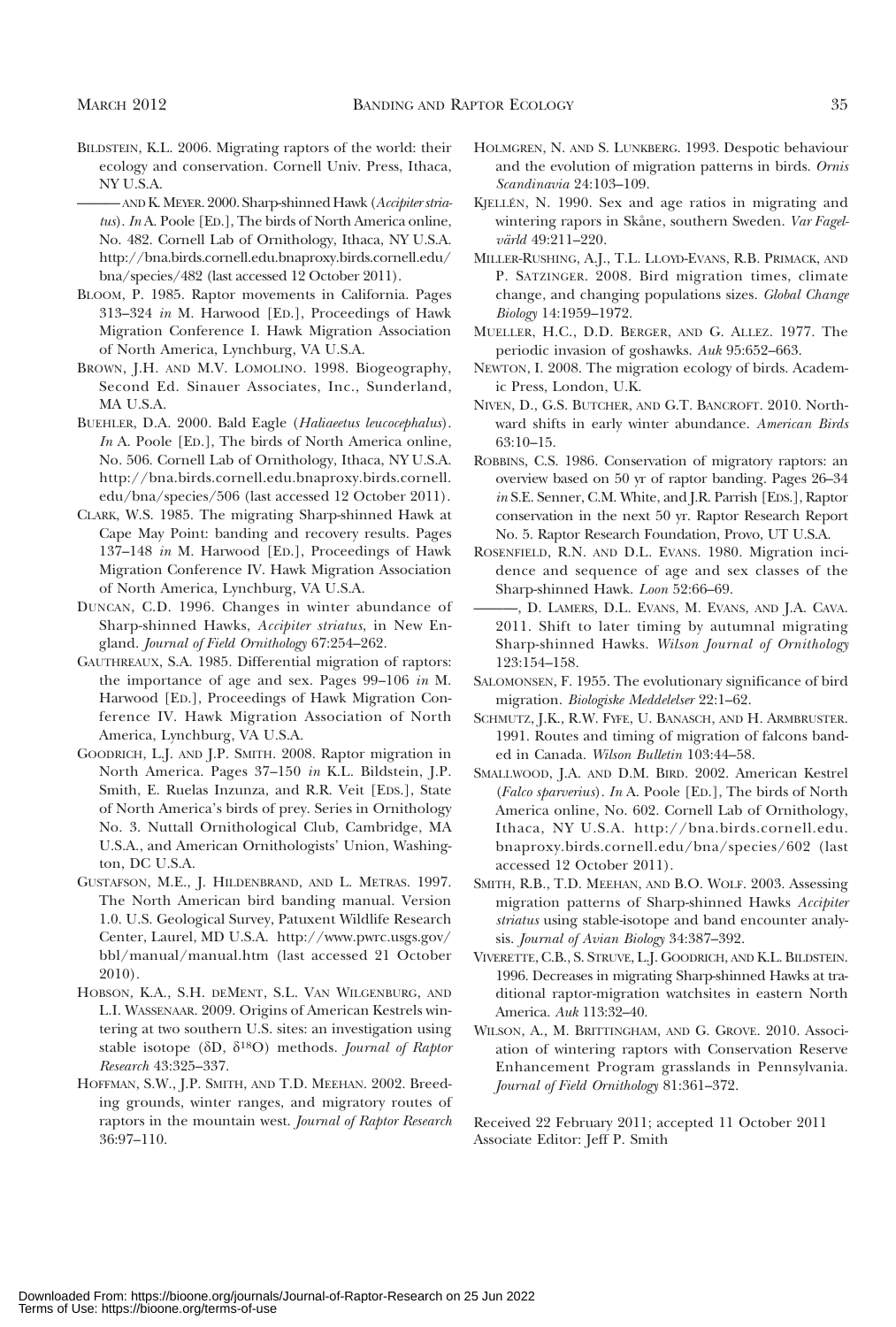BILDSTEIN, K.L. 2006. Migrating raptors of the world: their ecology and conservation. Cornell Univ. Press, Ithaca, NY U.S.A.

——— AND K. MEYER. 2000. Sharp-shinned Hawk (*Accipiter striatus*). *In* A. Poole [ED.], The birds of North America online, No. 482. Cornell Lab of Ornithology, Ithaca, NY U.S.A. http://bna.birds.cornell.edu.bnaproxy.birds.cornell.edu/bna/species/482 (last accessed 12 October 2011).

BLOOM, P. 1985. Raptor movements in California. Pages 313–324 *in* M. Harwood [ED.], Proceedings of Hawk Migration Conference I. Hawk Migration Association of North America, Lynchburg, VA U.S.A.

BROWN, J.H. AND M.V. LOMOLINO. 1998. Biogeography, Second Ed. Sinauer Associates, Inc., Sunderland, MA U.S.A.

BUEHLER, D.A. 2000. Bald Eagle (*Haliaeetus leucocephalus*). *In* A. Poole [ED.], The birds of North America online, No. 506. Cornell Lab of Ornithology, Ithaca, NY U.S.A. http://bna.birds.cornell.edu.bnaproxy.birds.cornell.edu/bna/species/506 (last accessed 12 October 2011).

CLARK, W.S. 1985. The migrating Sharp-shinned Hawk at Cape May Point: banding and recovery results. Pages 137–148 *in* M. Harwood [ED.], Proceedings of Hawk Migration Conference IV. Hawk Migration Association of North America, Lynchburg, VA U.S.A.

DUNCAN, C.D. 1996. Changes in winter abundance of Sharp-shinned Hawks, *Accipiter striatus*, in New England. *Journal of Field Ornithology* 67:254–262.

GAUTHREAUX, S.A. 1985. Differential migration of raptors: the importance of age and sex. Pages 99–106 *in* M. Harwood [ED.], Proceedings of Hawk Migration Conference IV. Hawk Migration Association of North America, Lynchburg, VA U.S.A.

GOODRICH, L.J. AND J.P. SMITH. 2008. Raptor migration in North America. Pages 37–150 *in* K.L. Bildstein, J.P. Smith, E. Ruelas Inzunza, and R.R. Veit [EDS.], State of North America's birds of prey. Series in Ornithology No. 3. Nuttall Ornithological Club, Cambridge, MA U.S.A., and American Ornithologists' Union, Washington, DC U.S.A.

GUSTAFSON, M.E., J. HILDENBRAND, AND L. METRAS. 1997. The North American bird banding manual. Version 1.0. U.S. Geological Survey, Patuxent Wildlife Research Center, Laurel, MD U.S.A. http://www.pwrc.usgs.gov/bbl/manual/manual.htm (last accessed 21 October 2010).

HOBSON, K.A., S.H. DEMENT, S.L. VAN WILGENBURG, AND L.I. WASSENAAR. 2009. Origins of American Kestrels wintering at two southern U.S. sites: an investigation using stable isotope (δD, $\delta^{18}$O) methods. *Journal of Raptor Research* 43:325–337.

HOFFMAN, S.W., J.P. SMITH, AND T.D. MEEHAN. 2002. Breeding grounds, winter ranges, and migratory routes of raptors in the mountain west. *Journal of Raptor Research* 36:97–110.

HOLMGREN, N. AND S. LUNKBERG. 1993. Despotic behaviour and the evolution of migration patterns in birds. *Ornis Scandinavia* 24:103–109.

KJELLÉN, N. 1990. Sex and age ratios in migrating and wintering rapors in Skåne, southern Sweden. *Var Fagelvärld* 49:211–220.

MILLER-RUSHING, A.J., T.L. LLOYD-EVANS, R.B. PRIMACK, AND P. SATZINGER. 2008. Bird migration times, climate change, and changing populations sizes. *Global Change Biology* 14:1959–1972.

MUELLER, H.C., D.D. BERGER, AND G. ALLEZ. 1977. The periodic invasion of goshawks. *Auk* 95:652–663.

NEWTON, I. 2008. The migration ecology of birds. Academic Press, London, U.K.

NIVEN, D., G.S. BUTCHER, AND G.T. BANCROFT. 2010. Northward shifts in early winter abundance. *American Birds* 63:10–15.

ROBBINS, C.S. 1986. Conservation of migratory raptors: an overview based on 50 yr of raptor banding. Pages 26–34 *in* S.E. Senner, C.M. White, and J.R. Parrish [EDS.], Raptor conservation in the next 50 yr. Raptor Research Report No. 5. Raptor Research Foundation, Provo, UT U.S.A.

ROSENFIELD, R.N. AND D.L. EVANS. 1980. Migration incidence and sequence of age and sex classes of the Sharp-shinned Hawk. *Loon* 52:66–69.

———, D. LAMERS, D.L. EVANS, M. EVANS, AND J.A. CAVA. 2011. Shift to later timing by autumnal migrating Sharp-shinned Hawks. *Wilson Journal of Ornithology* 123:154–158.

SALOMONSEN, F. 1955. The evolutionary significance of bird migration. *Biologiske Meddelelser* 22:1–62.

SCHMUTZ, J.K., R.W. FYFE, U. BANASCH, AND H. ARMBRUSTER. 1991. Routes and timing of migration of falcons banded in Canada. *Wilson Bulletin* 103:44–58.

SMALLWOOD, J.A. AND D.M. BIRD. 2002. American Kestrel (*Falco sparverius*). *In* A. Poole [ED.], The birds of North America online, No. 602. Cornell Lab of Ornithology, Ithaca, NY U.S.A. http://bna.birds.cornell.edu.bnaproxy.birds.cornell.edu/bna/species/602 (last accessed 12 October 2011).

SMITH, R.B., T.D. MEEHAN, AND B.O. WOLF. 2003. Assessing migration patterns of Sharp-shinned Hawks *Accipiter striatus* using stable-isotope and band encounter analysis. *Journal of Avian Biology* 34:387–392.

VIVERETTE, C.B., S. STRUVE, L.J. GOODRICH, AND K.L. BILDSTEIN. 1996. Decreases in migrating Sharp-shinned Hawks at traditional raptor-migration watchsites in eastern North America. *Auk* 113:32–40.

WILSON, A., M. BRITTINGHAM, AND G. GROVE. 2010. Association of wintering raptors with Conservation Reserve Enhancement Program grasslands in Pennsylvania. *Journal of Field Ornithology* 81:361–372.

Received 22 February 2011; accepted 11 October 2011
Associate Editor: Jeff P. Smith